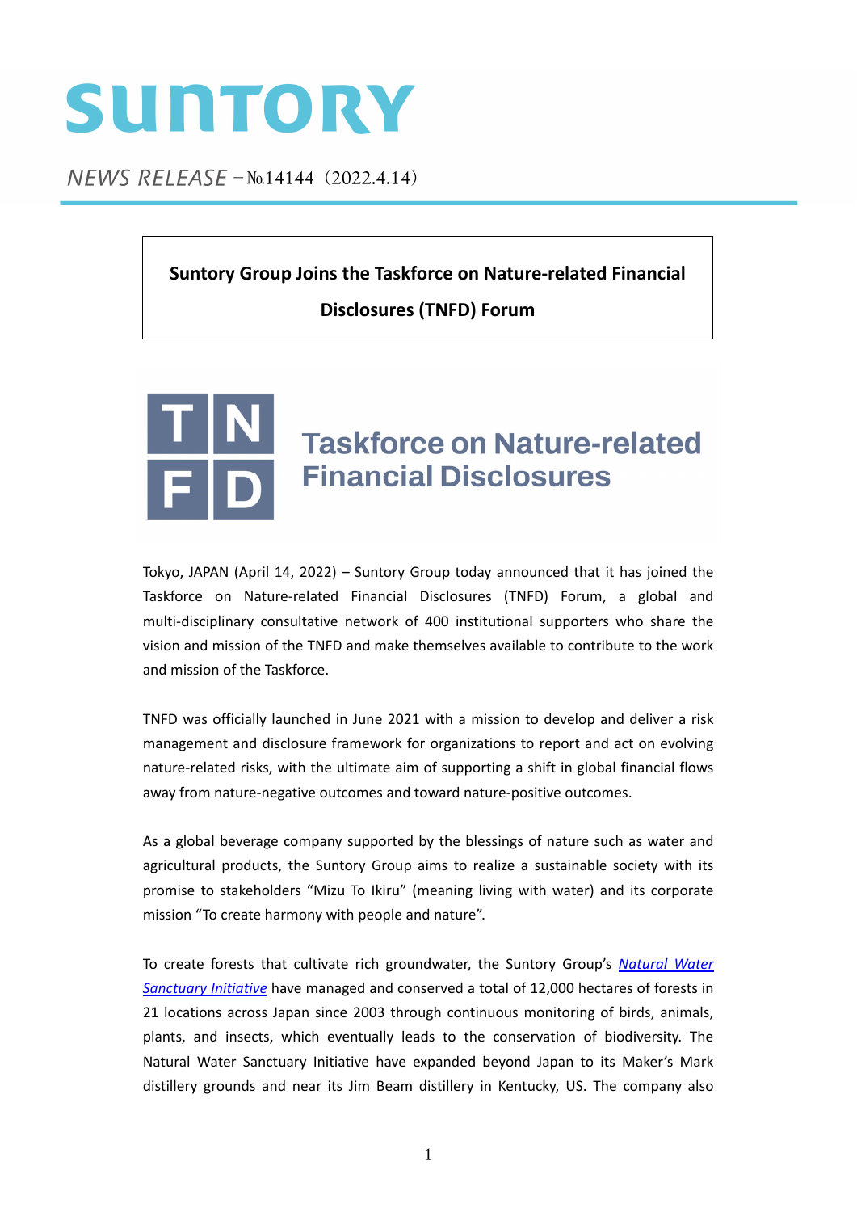SUNTORY

*NEWS RELEASE* –No.14144（2022.4.14）

**Suntory Group Joins the Taskforce on Nature-related Financial Disclosures (TNFD) Forum**

Taskforce on Nature-related Financial Disclosures

Tokyo, JAPAN (April 14, 2022) – Suntory Group today announced that it has joined the Taskforce on Nature-related Financial Disclosures (TNFD) Forum, a global and multi-disciplinary consultative network of 400 institutional supporters who share the vision and mission of the TNFD and make themselves available to contribute to the work and mission of the Taskforce.

TNFD was officially launched in June 2021 with a mission to develop and deliver a risk management and disclosure framework for organizations to report and act on evolving nature-related risks, with the ultimate aim of supporting a shift in global financial flows away from nature-negative outcomes and toward nature-positive outcomes.

As a global beverage company supported by the blessings of nature such as water and agricultural products, the Suntory Group aims to realize a sustainable society with its promise to stakeholders "Mizu To Ikiru" (meaning living with water) and its corporate mission "To create harmony with people and nature".

To create forests that cultivate rich groundwater, the Suntory Group's *Natural Water Sanctuary Initiative* have managed and conserved a total of 12,000 hectares of forests in 21 locations across Japan since 2003 through continuous monitoring of birds, animals, plants, and insects, which eventually leads to the conservation of biodiversity. The Natural Water Sanctuary Initiative have expanded beyond Japan to its Maker's Mark distillery grounds and near its Jim Beam distillery in Kentucky, US. The company also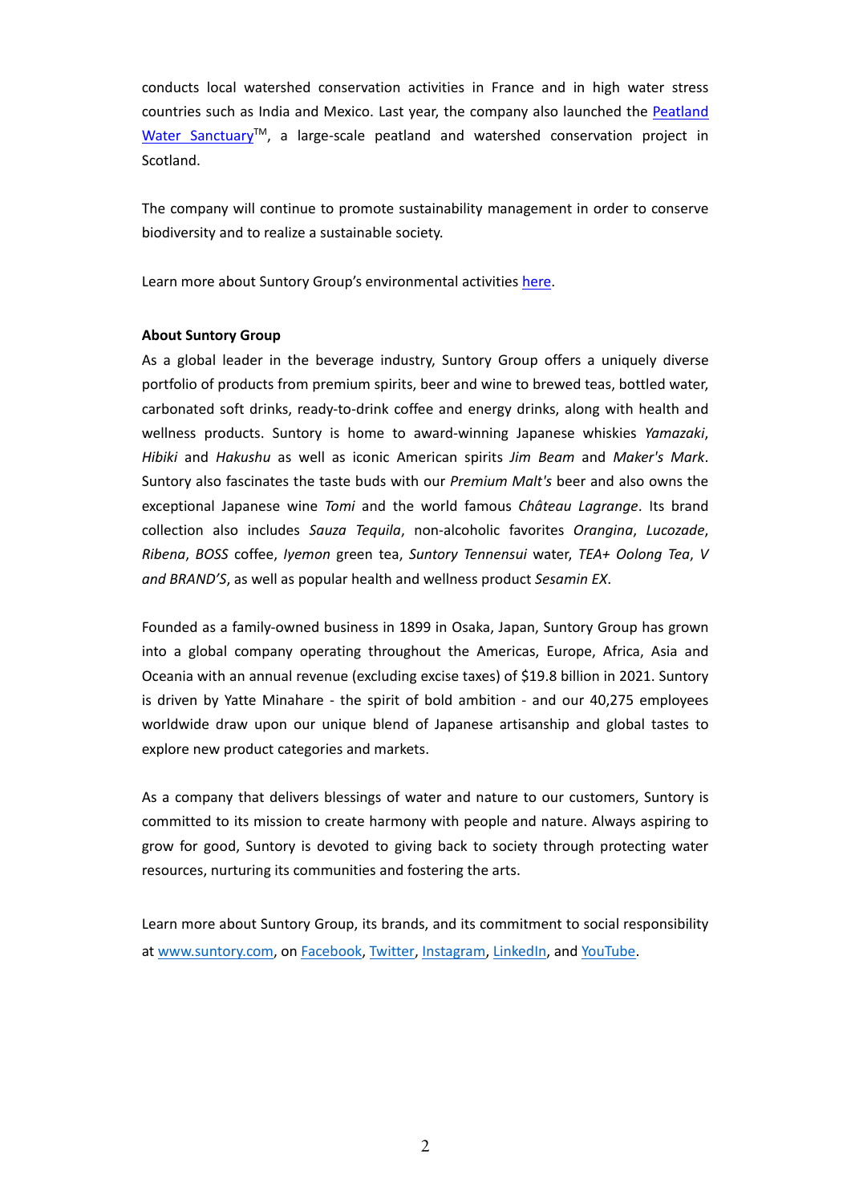conducts local watershed conservation activities in France and in high water stress countries such as India and Mexico. Last year, the company also launched the [Peatland Water Sanctuary™](), a large-scale peatland and watershed conservation project in Scotland.

The company will continue to promote sustainability management in order to conserve biodiversity and to realize a sustainable society.

Learn more about Suntory Group's environmental activities [here]().

**About Suntory Group**

As a global leader in the beverage industry, Suntory Group offers a uniquely diverse portfolio of products from premium spirits, beer and wine to brewed teas, bottled water, carbonated soft drinks, ready-to-drink coffee and energy drinks, along with health and wellness products. Suntory is home to award-winning Japanese whiskies *Yamazaki*, *Hibiki* and *Hakushu* as well as iconic American spirits *Jim Beam* and *Maker's Mark*. Suntory also fascinates the taste buds with our *Premium Malt's* beer and also owns the exceptional Japanese wine *Tomi* and the world famous *Château Lagrange*. Its brand collection also includes *Sauza Tequila*, non-alcoholic favorites *Orangina*, *Lucozade*, *Ribena*, *BOSS* coffee, *Iyemon* green tea, *Suntory Tennensui* water, *TEA+ Oolong Tea*, *V and BRAND'S*, as well as popular health and wellness product *Sesamin EX*.

Founded as a family-owned business in 1899 in Osaka, Japan, Suntory Group has grown into a global company operating throughout the Americas, Europe, Africa, Asia and Oceania with an annual revenue (excluding excise taxes) of $19.8 billion in 2021. Suntory is driven by Yatte Minahare - the spirit of bold ambition - and our 40,275 employees worldwide draw upon our unique blend of Japanese artisanship and global tastes to explore new product categories and markets.

As a company that delivers blessings of water and nature to our customers, Suntory is committed to its mission to create harmony with people and nature. Always aspiring to grow for good, Suntory is devoted to giving back to society through protecting water resources, nurturing its communities and fostering the arts.

Learn more about Suntory Group, its brands, and its commitment to social responsibility at [www.suntory.com](), on [Facebook](), [Twitter](), [Instagram](), [LinkedIn](), and [YouTube]().